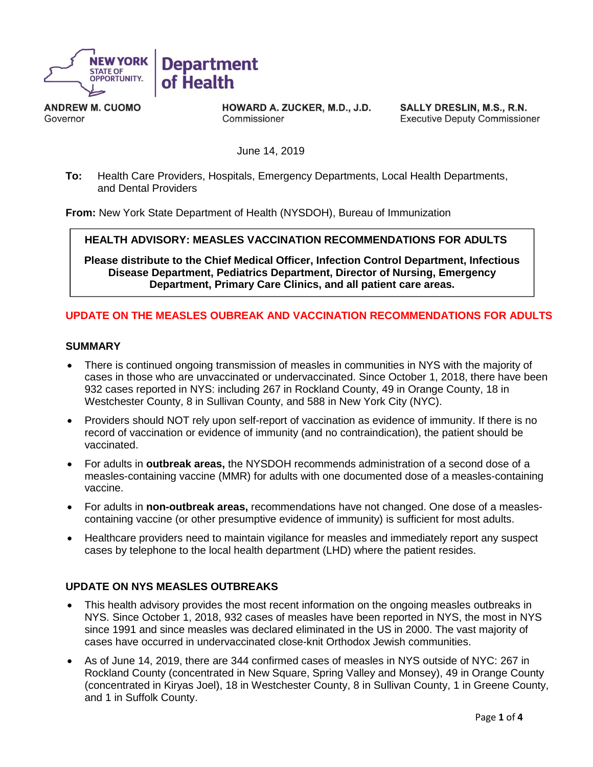**NEW YORK STATE OF OPPORTUNITY. | Department of Health**

**ANDREW M. CUOMO**
Governor

**HOWARD A. ZUCKER, M.D., J.D.**
Commissioner

**SALLY DRESLIN, M.S., R.N.**
Executive Deputy Commissioner

June 14, 2019

**To:** Health Care Providers, Hospitals, Emergency Departments, Local Health Departments, and Dental Providers

**From:** New York State Department of Health (NYSDOH), Bureau of Immunization

**HEALTH ADVISORY: MEASLES VACCINATION RECOMMENDATIONS FOR ADULTS**

**Please distribute to the Chief Medical Officer, Infection Control Department, Infectious Disease Department, Pediatrics Department, Director of Nursing, Emergency Department, Primary Care Clinics, and all patient care areas.**

## UPDATE ON THE MEASLES OUBREAK AND VACCINATION RECOMMENDATIONS FOR ADULTS

### SUMMARY

- There is continued ongoing transmission of measles in communities in NYS with the majority of cases in those who are unvaccinated or undervaccinated. Since October 1, 2018, there have been 932 cases reported in NYS: including 267 in Rockland County, 49 in Orange County, 18 in Westchester County, 8 in Sullivan County, and 588 in New York City (NYC).
- Providers should NOT rely upon self-report of vaccination as evidence of immunity. If there is no record of vaccination or evidence of immunity (and no contraindication), the patient should be vaccinated.
- For adults in **outbreak areas,** the NYSDOH recommends administration of a second dose of a measles-containing vaccine (MMR) for adults with one documented dose of a measles-containing vaccine.
- For adults in **non-outbreak areas,** recommendations have not changed. One dose of a measles-containing vaccine (or other presumptive evidence of immunity) is sufficient for most adults.
- Healthcare providers need to maintain vigilance for measles and immediately report any suspect cases by telephone to the local health department (LHD) where the patient resides.

### UPDATE ON NYS MEASLES OUTBREAKS

- This health advisory provides the most recent information on the ongoing measles outbreaks in NYS. Since October 1, 2018, 932 cases of measles have been reported in NYS, the most in NYS since 1991 and since measles was declared eliminated in the US in 2000. The vast majority of cases have occurred in undervaccinated close-knit Orthodox Jewish communities.
- As of June 14, 2019, there are 344 confirmed cases of measles in NYS outside of NYC: 267 in Rockland County (concentrated in New Square, Spring Valley and Monsey), 49 in Orange County (concentrated in Kiryas Joel), 18 in Westchester County, 8 in Sullivan County, 1 in Greene County, and 1 in Suffolk County.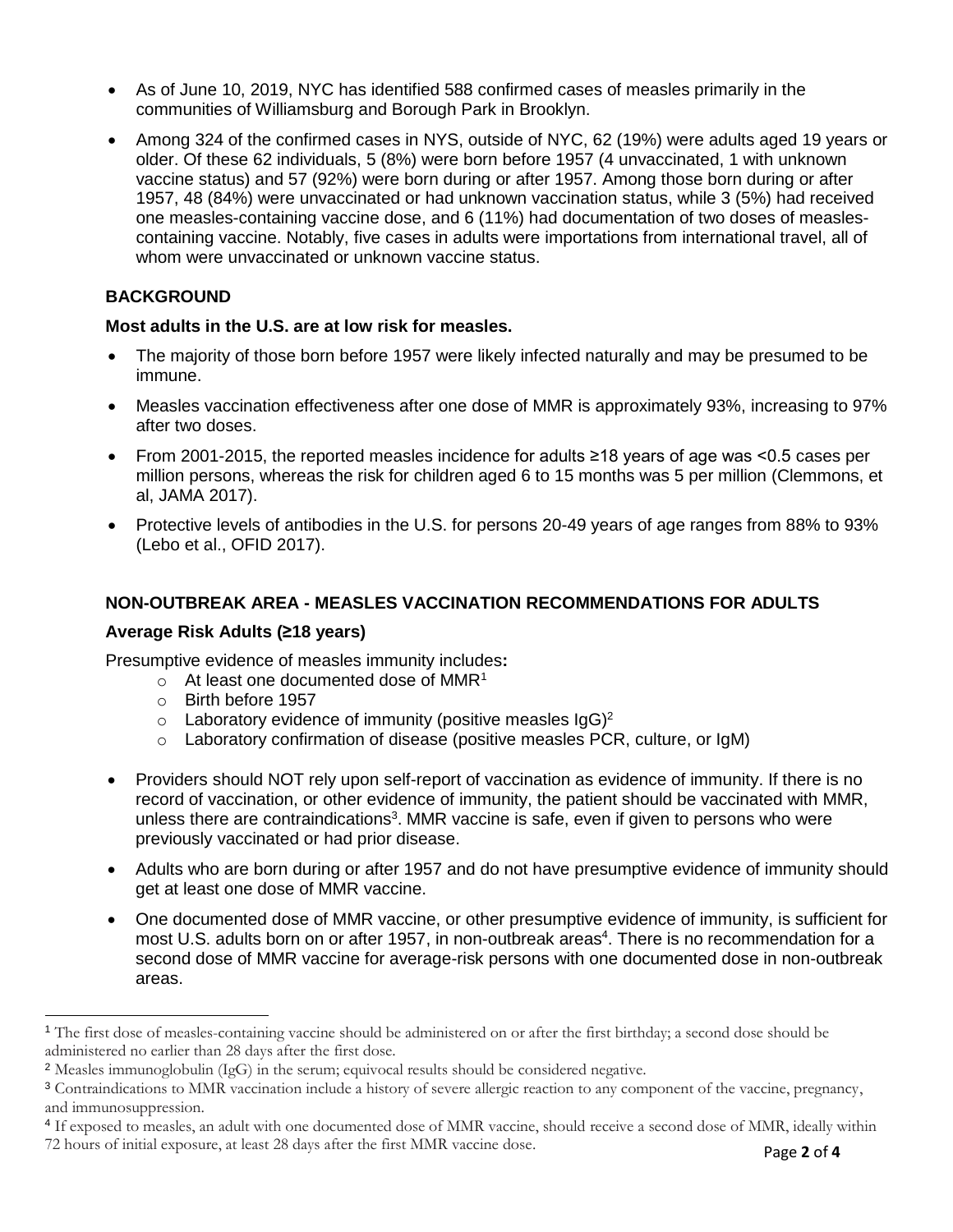- As of June 10, 2019, NYC has identified 588 confirmed cases of measles primarily in the communities of Williamsburg and Borough Park in Brooklyn.
- Among 324 of the confirmed cases in NYS, outside of NYC, 62 (19%) were adults aged 19 years or older. Of these 62 individuals, 5 (8%) were born before 1957 (4 unvaccinated, 1 with unknown vaccine status) and 57 (92%) were born during or after 1957. Among those born during or after 1957, 48 (84%) were unvaccinated or had unknown vaccination status, while 3 (5%) had received one measles-containing vaccine dose, and 6 (11%) had documentation of two doses of measles-containing vaccine. Notably, five cases in adults were importations from international travel, all of whom were unvaccinated or unknown vaccine status.

## BACKGROUND

**Most adults in the U.S. are at low risk for measles.**

- The majority of those born before 1957 were likely infected naturally and may be presumed to be immune.
- Measles vaccination effectiveness after one dose of MMR is approximately 93%, increasing to 97% after two doses.
- From 2001-2015, the reported measles incidence for adults ≥18 years of age was <0.5 cases per million persons, whereas the risk for children aged 6 to 15 months was 5 per million (Clemmons, et al, JAMA 2017).
- Protective levels of antibodies in the U.S. for persons 20-49 years of age ranges from 88% to 93% (Lebo et al., OFID 2017).

## NON-OUTBREAK AREA - MEASLES VACCINATION RECOMMENDATIONS FOR ADULTS

### Average Risk Adults (≥18 years)

Presumptive evidence of measles immunity includes**:**

- At least one documented dose of MMR[1]
- Birth before 1957
- Laboratory evidence of immunity (positive measles IgG)[2]
- Laboratory confirmation of disease (positive measles PCR, culture, or IgM)

- Providers should NOT rely upon self-report of vaccination as evidence of immunity. If there is no record of vaccination, or other evidence of immunity, the patient should be vaccinated with MMR, unless there are contraindications[3]. MMR vaccine is safe, even if given to persons who were previously vaccinated or had prior disease.
- Adults who are born during or after 1957 and do not have presumptive evidence of immunity should get at least one dose of MMR vaccine.
- One documented dose of MMR vaccine, or other presumptive evidence of immunity, is sufficient for most U.S. adults born on or after 1957, in non-outbreak areas[4]. There is no recommendation for a second dose of MMR vaccine for average-risk persons with one documented dose in non-outbreak areas.

---

[1] The first dose of measles-containing vaccine should be administered on or after the first birthday; a second dose should be administered no earlier than 28 days after the first dose.

[2] Measles immunoglobulin (IgG) in the serum; equivocal results should be considered negative.

[3] Contraindications to MMR vaccination include a history of severe allergic reaction to any component of the vaccine, pregnancy, and immunosuppression.

[4] If exposed to measles, an adult with one documented dose of MMR vaccine, should receive a second dose of MMR, ideally within 72 hours of initial exposure, at least 28 days after the first MMR vaccine dose.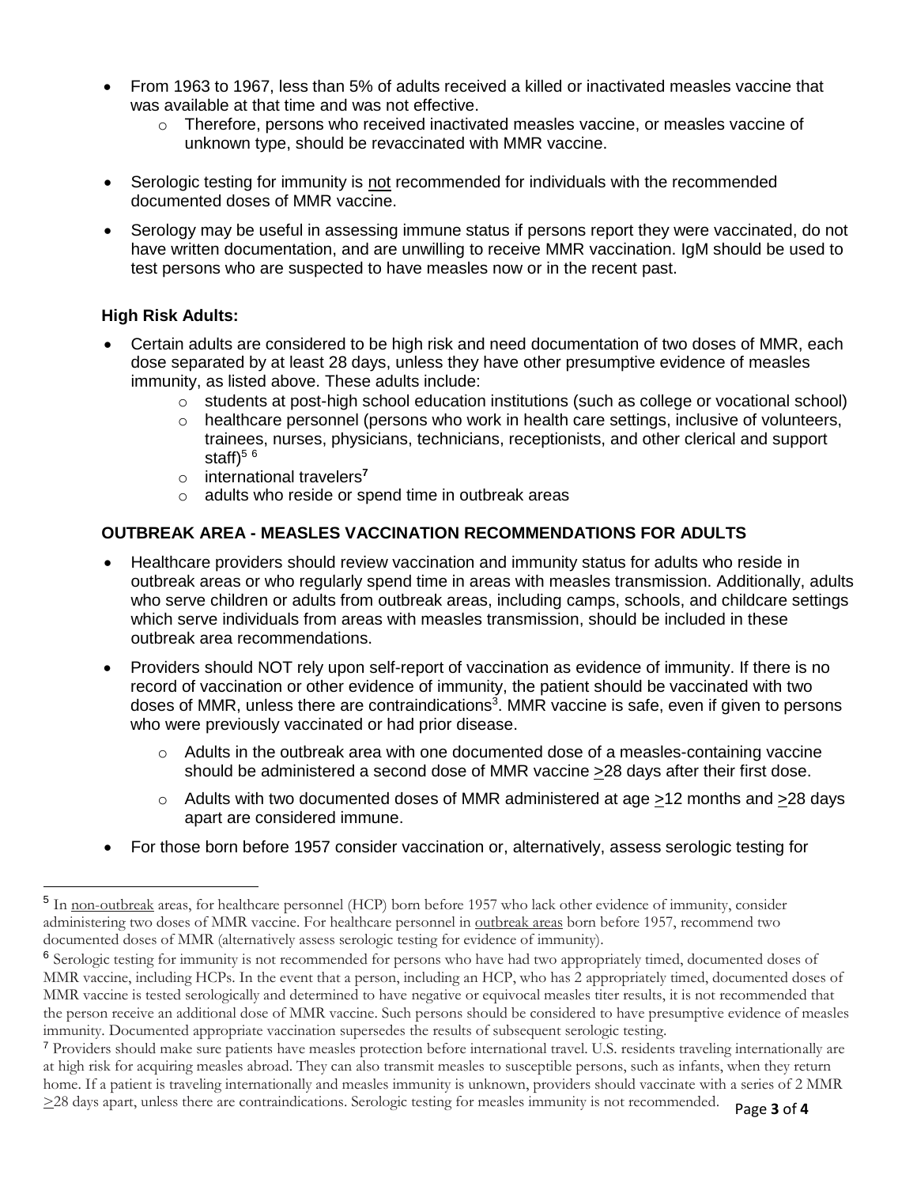- From 1963 to 1967, less than 5% of adults received a killed or inactivated measles vaccine that was available at that time and was not effective.
    - Therefore, persons who received inactivated measles vaccine, or measles vaccine of unknown type, should be revaccinated with MMR vaccine.

- Serologic testing for immunity is not recommended for individuals with the recommended documented doses of MMR vaccine.

- Serology may be useful in assessing immune status if persons report they were vaccinated, do not have written documentation, and are unwilling to receive MMR vaccination. IgM should be used to test persons who are suspected to have measles now or in the recent past.

**High Risk Adults:**

- Certain adults are considered to be high risk and need documentation of two doses of MMR, each dose separated by at least 28 days, unless they have other presumptive evidence of measles immunity, as listed above. These adults include:
    - students at post-high school education institutions (such as college or vocational school)
    - healthcare personnel (persons who work in health care settings, inclusive of volunteers, trainees, nurses, physicians, technicians, receptionists, and other clerical and support staff)[5] [6]
    - international travelers[7]
    - adults who reside or spend time in outbreak areas

**OUTBREAK AREA - MEASLES VACCINATION RECOMMENDATIONS FOR ADULTS**

- Healthcare providers should review vaccination and immunity status for adults who reside in outbreak areas or who regularly spend time in areas with measles transmission. Additionally, adults who serve children or adults from outbreak areas, including camps, schools, and childcare settings which serve individuals from areas with measles transmission, should be included in these outbreak area recommendations.

- Providers should NOT rely upon self-report of vaccination as evidence of immunity. If there is no record of vaccination or other evidence of immunity, the patient should be vaccinated with two doses of MMR, unless there are contraindications[3]. MMR vaccine is safe, even if given to persons who were previously vaccinated or had prior disease.
    - Adults in the outbreak area with one documented dose of a measles-containing vaccine should be administered a second dose of MMR vaccine ≥28 days after their first dose.
    - Adults with two documented doses of MMR administered at age ≥12 months and ≥28 days apart are considered immune.

- For those born before 1957 consider vaccination or, alternatively, assess serologic testing for

---

[5] In non-outbreak areas, for healthcare personnel (HCP) born before 1957 who lack other evidence of immunity, consider administering two doses of MMR vaccine. For healthcare personnel in outbreak areas born before 1957, recommend two documented doses of MMR (alternatively assess serologic testing for evidence of immunity).

[6] Serologic testing for immunity is not recommended for persons who have had two appropriately timed, documented doses of MMR vaccine, including HCPs. In the event that a person, including an HCP, who has 2 appropriately timed, documented doses of MMR vaccine is tested serologically and determined to have negative or equivocal measles titer results, it is not recommended that the person receive an additional dose of MMR vaccine. Such persons should be considered to have presumptive evidence of measles immunity. Documented appropriate vaccination supersedes the results of subsequent serologic testing.

[7] Providers should make sure patients have measles protection before international travel. U.S. residents traveling internationally are at high risk for acquiring measles abroad. They can also transmit measles to susceptible persons, such as infants, when they return home. If a patient is traveling internationally and measles immunity is unknown, providers should vaccinate with a series of 2 MMR ≥28 days apart, unless there are contraindications. Serologic testing for measles immunity is not recommended.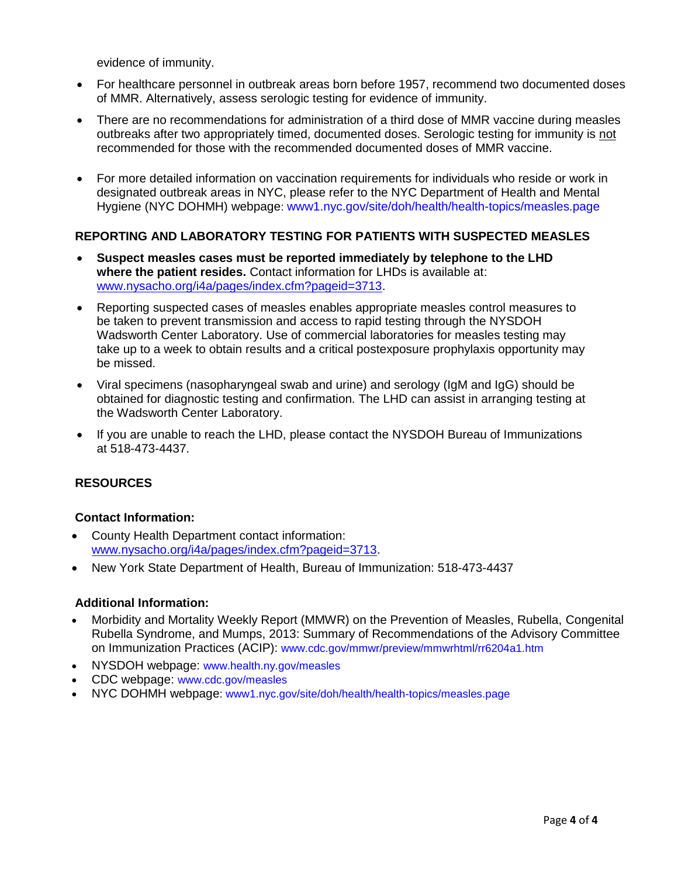evidence of immunity.

- For healthcare personnel in outbreak areas born before 1957, recommend two documented doses of MMR. Alternatively, assess serologic testing for evidence of immunity.
- There are no recommendations for administration of a third dose of MMR vaccine during measles outbreaks after two appropriately timed, documented doses. Serologic testing for immunity is not recommended for those with the recommended documented doses of MMR vaccine.
- For more detailed information on vaccination requirements for individuals who reside or work in designated outbreak areas in NYC, please refer to the NYC Department of Health and Mental Hygiene (NYC DOHMH) webpage: www1.nyc.gov/site/doh/health/health-topics/measles.page

## REPORTING AND LABORATORY TESTING FOR PATIENTS WITH SUSPECTED MEASLES

- **Suspect measles cases must be reported immediately by telephone to the LHD where the patient resides.** Contact information for LHDs is available at: www.nysacho.org/i4a/pages/index.cfm?pageid=3713.
- Reporting suspected cases of measles enables appropriate measles control measures to be taken to prevent transmission and access to rapid testing through the NYSDOH Wadsworth Center Laboratory. Use of commercial laboratories for measles testing may take up to a week to obtain results and a critical postexposure prophylaxis opportunity may be missed.
- Viral specimens (nasopharyngeal swab and urine) and serology (IgM and IgG) should be obtained for diagnostic testing and confirmation. The LHD can assist in arranging testing at the Wadsworth Center Laboratory.
- If you are unable to reach the LHD, please contact the NYSDOH Bureau of Immunizations at 518-473-4437.

## RESOURCES

### Contact Information:

- County Health Department contact information: www.nysacho.org/i4a/pages/index.cfm?pageid=3713.
- New York State Department of Health, Bureau of Immunization: 518-473-4437

### Additional Information:

- Morbidity and Mortality Weekly Report (MMWR) on the Prevention of Measles, Rubella, Congenital Rubella Syndrome, and Mumps, 2013: Summary of Recommendations of the Advisory Committee on Immunization Practices (ACIP): www.cdc.gov/mmwr/preview/mmwrhtml/rr6204a1.htm
- NYSDOH webpage: www.health.ny.gov/measles
- CDC webpage: www.cdc.gov/measles
- NYC DOHMH webpage: www1.nyc.gov/site/doh/health/health-topics/measles.page